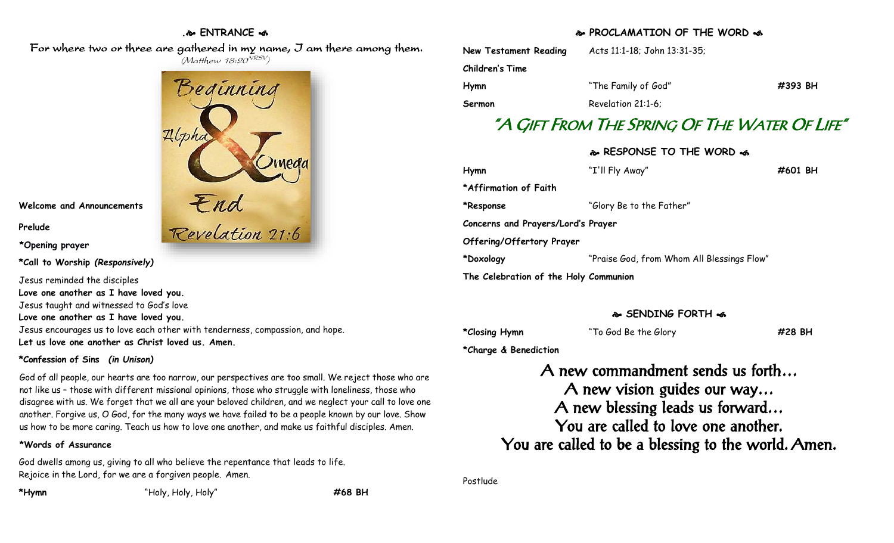## ❧ ENTRANCE ❧

For where two or three are gathered in my name, I am there among them.
*(Matthew 18:20NRSV)*

Beginning
Alpha & Omega
End
Revelation 21:6

**Welcome and Announcements**

**Prelude**

**\*Opening prayer**

**\*Call to Worship *(Responsively)***

Jesus reminded the disciples
**Love one another as I have loved you.**
Jesus taught and witnessed to God's love
**Love one another as I have loved you.**
Jesus encourages us to love each other with tenderness, compassion, and hope.
**Let us love one another as Christ loved us. Amen.**

**\*Confession of Sins *(in Unison)***

God of all people, our hearts are too narrow, our perspectives are too small. We reject those who are not like us – those with different missional opinions, those who struggle with loneliness, those who disagree with us. We forget that we all are your beloved children, and we neglect your call to love one another. Forgive us, O God, for the many ways we have failed to be a people known by our love. Show us how to be more caring. Teach us how to love one another, and make us faithful disciples. Amen.

**\*Words of Assurance**

God dwells among us, giving to all who believe the repentance that leads to life.
Rejoice in the Lord, for we are a forgiven people. Amen.

**\*Hymn** "Holy, Holy, Holy" **#68 BH**

## ❧ PROCLAMATION OF THE WORD ❧

**New Testament Reading** Acts 11:1-18; John 13:31-35;

**Children's Time**

**Hymn** "The Family of God" **#393 BH**

**Sermon** Revelation 21:1-6;

## "A GIFT FROM THE SPRING OF THE WATER OF LIFE"

## ❧ RESPONSE TO THE WORD ❧

**Hymn** "I'll Fly Away" **#601 BH**

**\*Affirmation of Faith**

**\*Response** "Glory Be to the Father"

**Concerns and Prayers/Lord's Prayer**

**Offering/Offertory Prayer**

**\*Doxology** "Praise God, from Whom All Blessings Flow"

**The Celebration of the Holy Communion**

## ❧ SENDING FORTH ❧

**\*Closing Hymn** "To God Be the Glory **#28 BH**

**\*Charge & Benediction**

A new commandment sends us forth…
A new vision guides our way…
A new blessing leads us forward…
You are called to love one another.
You are called to be a blessing to the world. Amen.

Postlude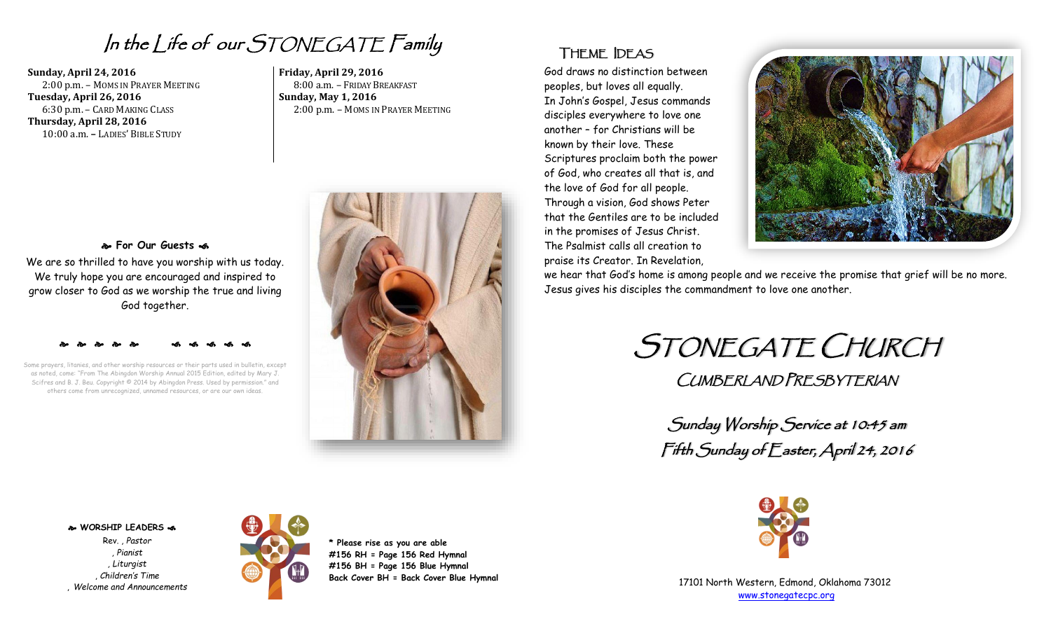# In the Life of our STONEGATE Family

**Sunday, April 24, 2016**
2:00 p.m. – Moms in Prayer Meeting
**Tuesday, April 26, 2016**
6:30 p.m. – Card Making Class
**Thursday, April 28, 2016**
10:00 a.m. – Ladies' Bible Study

**Friday, April 29, 2016**
8:00 a.m. – Friday Breakfast
**Sunday, May 1, 2016**
2:00 p.m. – Moms in Prayer Meeting

### ❧ For Our Guests ☙

We are so thrilled to have you worship with us today. We truly hope you are encouraged and inspired to grow closer to God as we worship the true and living God together.

❧ ❧ ❧ ❧ ❧ ☙ ☙ ☙ ☙ ☙

Some prayers, litanies, and other worship resources or their parts used in bulletin, except as noted, come: "From The Abingdon Worship Annual 2015 Edition, edited by Mary J. Scifres and B. J. Beu. Copyright © 2014 by Abingdon Press. Used by permission." and others come from unrecognized, unnamed resources, or are our own ideas.

### ❧ WORSHIP LEADERS ☙

Rev. , *Pastor*
, *Pianist*
, *Liturgist*
, *Children's Time*
, *Welcome and Announcements*

**\* Please rise as you are able**
**#156 RH = Page 156 Red Hymnal**
**#156 BH = Page 156 Blue Hymnal**
**Back Cover BH = Back Cover Blue Hymnal**

## Theme Ideas

God draws no distinction between peoples, but loves all equally. In John's Gospel, Jesus commands disciples everywhere to love one another – for Christians will be known by their love. These Scriptures proclaim both the power of God, who creates all that is, and the love of God for all people. Through a vision, God shows Peter that the Gentiles are to be included in the promises of Jesus Christ. The Psalmist calls all creation to praise its Creator. In Revelation, we hear that God's home is among people and we receive the promise that grief will be no more. Jesus gives his disciples the commandment to love one another.

# STONEGATE CHURCH

## CUMBERLAND PRESBYTERIAN

### Sunday Worship Service at 10:45 am
### Fifth Sunday of Easter, April 24, 2016

17101 North Western, Edmond, Oklahoma 73012
www.stonegatecpc.org